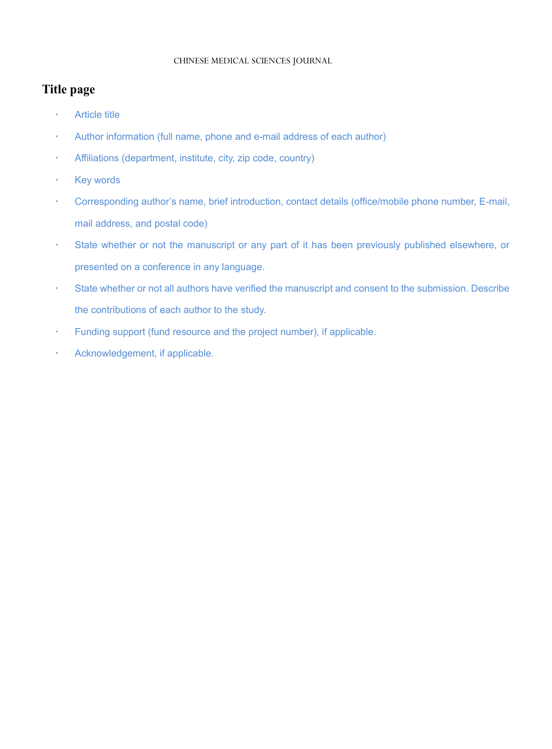# Title page

- Article title
- Author information (full name, phone and e-mail address of each author)
- Affiliations (department, institute, city, zip code, country)
- Key words
- Corresponding author's name, brief introduction, contact details (office/mobile phone number, E-mail, mail address, and postal code)
- State whether or not the manuscript or any part of it has been previously published elsewhere, or presented on a conference in any language.
- State whether or not all authors have verified the manuscript and consent to the submission. Describe the contributions of each author to the study.
- Funding support (fund resource and the project number), if applicable.
- Acknowledgement, if applicable.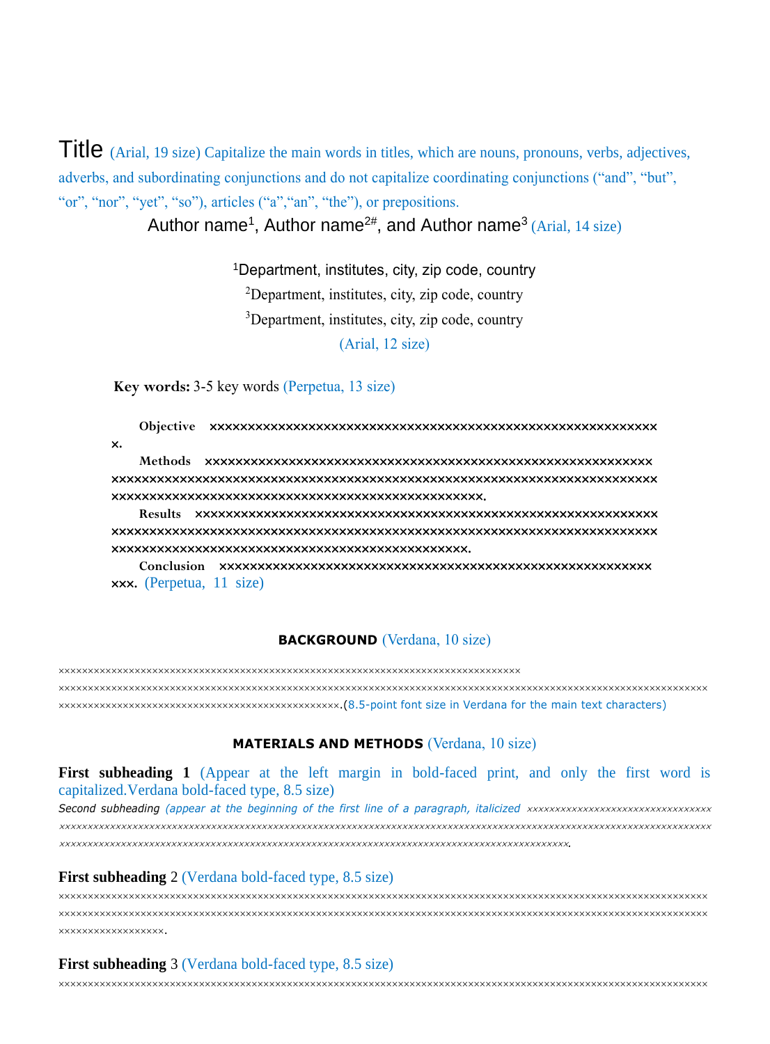# Title (Arial, 19 size) Capitalize the main words in titles, which are nouns, pronouns, verbs, adjectives, adverbs, and subordinating conjunctions and do not capitalize coordinating conjunctions (“and”, “but”, “or”, “nor”, “yet”, “so”), articles (“a”,“an”, “the”), or prepositions.

Author name[1], Author name[2#], and Author name[3] (Arial, 14 size)

[1]Department, institutes, city, zip code, country

[2]Department, institutes, city, zip code, country

[3]Department, institutes, city, zip code, country

(Arial, 12 size)

**Key words:** 3-5 key words (Perpetua, 13 size)

**Objective** ××××××××××××××××××××××××××××××××××××××××××××××××××××××××××××××××.

**Methods** ××××××××××××××××××××××××××××××××××××××××××××××××××××××××××××××××××××××××××××××××××××××××××××××××××××××××××××××××××××××××××××××××××××××××××××××××××××××××××××××××××××××××××.

**Results** ××××××××××××××××××××××××××××××××××××××××××××××××××××××××××××××××××××××××××××××××××××××××××××××××××××××××××××××××××××××××××××××××××××××××××××××××××××××××××××××××××××××.

**Conclusion** ××××××××××××××××××××××××××××××××××××××××××××××××××××××××××××××××××. (Perpetua, 11 size)

## BACKGROUND (Verdana, 10 size)

××××××××××××××××××××××××××××××××××××××××××××××××××××××××××××××××××××××××××××××××××××××××××××××××××××××××××××××××××××××××××××××××××××××××××××××××××××××××××××××××××××××××××××××××××××××××××××××××××××××××××××××××××××××××××××××××××××××××××××××××.(8.5-point font size in Verdana for the main text characters)

## MATERIALS AND METHODS (Verdana, 10 size)

### First subheading 1 (Appear at the left margin in bold-faced print, and only the first word is capitalized.Verdana bold-faced type, 8.5 size)

*Second subheading (appear at the beginning of the first line of a paragraph, italicized ××××××××××××××××××××××××××××××××××××××××××××××××××××××××××××××××××××××××××××××××××××××××××××××××××××××××××××××××××××××××××××××××××××××××××××××××××××××××××××××××××××××××××××××××××××××××××××××××××××××××××××××××××××××××××.*

### First subheading 2 (Verdana bold-faced type, 8.5 size)

××××××××××××××××××××××××××××××××××××××××××××××××××××××××××××××××××××××××××××××××××××××××××××××××××××××××××××××××××××××××××××××××××××××××××××××××××××××××××××××××××××××××××××××××××××××××××××××××××××××××××××××××××××××××××××××××××.

### First subheading 3 (Verdana bold-faced type, 8.5 size)

××××××××××××××××××××××××××××××××××××××××××××××××××××××××××××××××××××××××××××××××××××××××××××××××××××××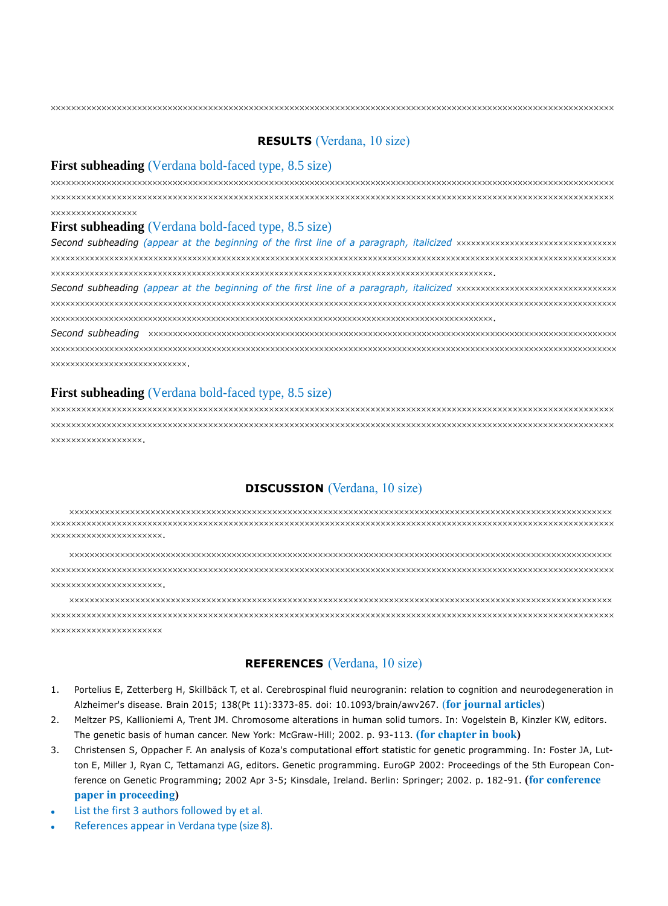××××××××××××××××××××××××××××××××××××××××××××××××××××××××××××××××××××××××××××××××××××××××××××××××××××××××

## RESULTS (Verdana, 10 size)

### First subheading (Verdana bold-faced type, 8.5 size)

××××××××××××××××××××××××××××××××××××××××××××××××××××××××××××××××××××××××××××××××××××××××××××××××××××××××
××××××××××××××××××××××××××××××××××××××××××××××××××××××××××××××××××××××××××××××××××××××××××××××××××××××××
××××××××××××××××

### First subheading (Verdana bold-faced type, 8.5 size)

*Second subheading (appear at the beginning of the first line of a paragraph, italicized* ××××××××××××××××××××××××××××××××
××××××××××××××××××××××××××××××××××××××××××××××××××××××××××××××××××××××××××××××××××××××××××××××××××××××××××
××××××××××××××××××××××××××××××××××××××××××××××××××××××××××××××××××××××××××××××××××.

*Second subheading (appear at the beginning of the first line of a paragraph, italicized* ××××××××××××××××××××××××××××××××
××××××××××××××××××××××××××××××××××××××××××××××××××××××××××××××××××××××××××××××××××××××××××××××××××××××××××
××××××××××××××××××××××××××××××××××××××××××××××××××××××××××××××××××××××××××××××××××.

*Second subheading* ×××××××××××××××××××××××××××××××××××××××××××××××××××××××××××××××××××××××××××××××××××××××
××××××××××××××××××××××××××××××××××××××××××××××××××××××××××××××××××××××××××××××××××××××××××××××××××××××××××
××××××××××××××××××××××××××.

### First subheading (Verdana bold-faced type, 8.5 size)

××××××××××××××××××××××××××××××××××××××××××××××××××××××××××××××××××××××××××××××××××××××××××××××××××××××××
××××××××××××××××××××××××××××××××××××××××××××××××××××××××××××××××××××××××××××××××××××××××××××××××××××××××
×××××××××××××××××.

## DISCUSSION (Verdana, 10 size)

××××××××××××××××××××××××××××××××××××××××××××××××××××××××××××××××××××××××××××××××××××××××××××××××××××××
××××××××××××××××××××××××××××××××××××××××××××××××××××××××××××××××××××××××××××××××××××××××××××××××××××××××
×××××××××××××××××××××.

××××××××××××××××××××××××××××××××××××××××××××××××××××××××××××××××××××××××××××××××××××××××××××××××××××××
××××××××××××××××××××××××××××××××××××××××××××××××××××××××××××××××××××××××××××××××××××××××××××××××××××××××
×××××××××××××××××××××.

××××××××××××××××××××××××××××××××××××××××××××××××××××××××××××××××××××××××××××××××××××××××××××××××××××××
××××××××××××××××××××××××××××××××××××××××××××××××××××××××××××××××××××××××××××××××××××××××××××××××××××××××
×××××××××××××××××××××

## REFERENCES (Verdana, 10 size)

1. Portelius E, Zetterberg H, Skillbäck T, et al. Cerebrospinal fluid neurogranin: relation to cognition and neurodegeneration in Alzheimer's disease. Brain 2015; 138(Pt 11):3373-85. doi: 10.1093/brain/awv267. (**for journal articles**)
2. Meltzer PS, Kallioniemi A, Trent JM. Chromosome alterations in human solid tumors. In: Vogelstein B, Kinzler KW, editors. The genetic basis of human cancer. New York: McGraw-Hill; 2002. p. 93-113. **(for chapter in book)**
3. Christensen S, Oppacher F. An analysis of Koza's computational effort statistic for genetic programming. In: Foster JA, Lutton E, Miller J, Ryan C, Tettamanzi AG, editors. Genetic programming. EuroGP 2002: Proceedings of the 5th European Conference on Genetic Programming; 2002 Apr 3-5; Kinsdale, Ireland. Berlin: Springer; 2002. p. 182-91. **(for conference paper in proceeding)**

- List the first 3 authors followed by et al.
- References appear in Verdana type (size 8).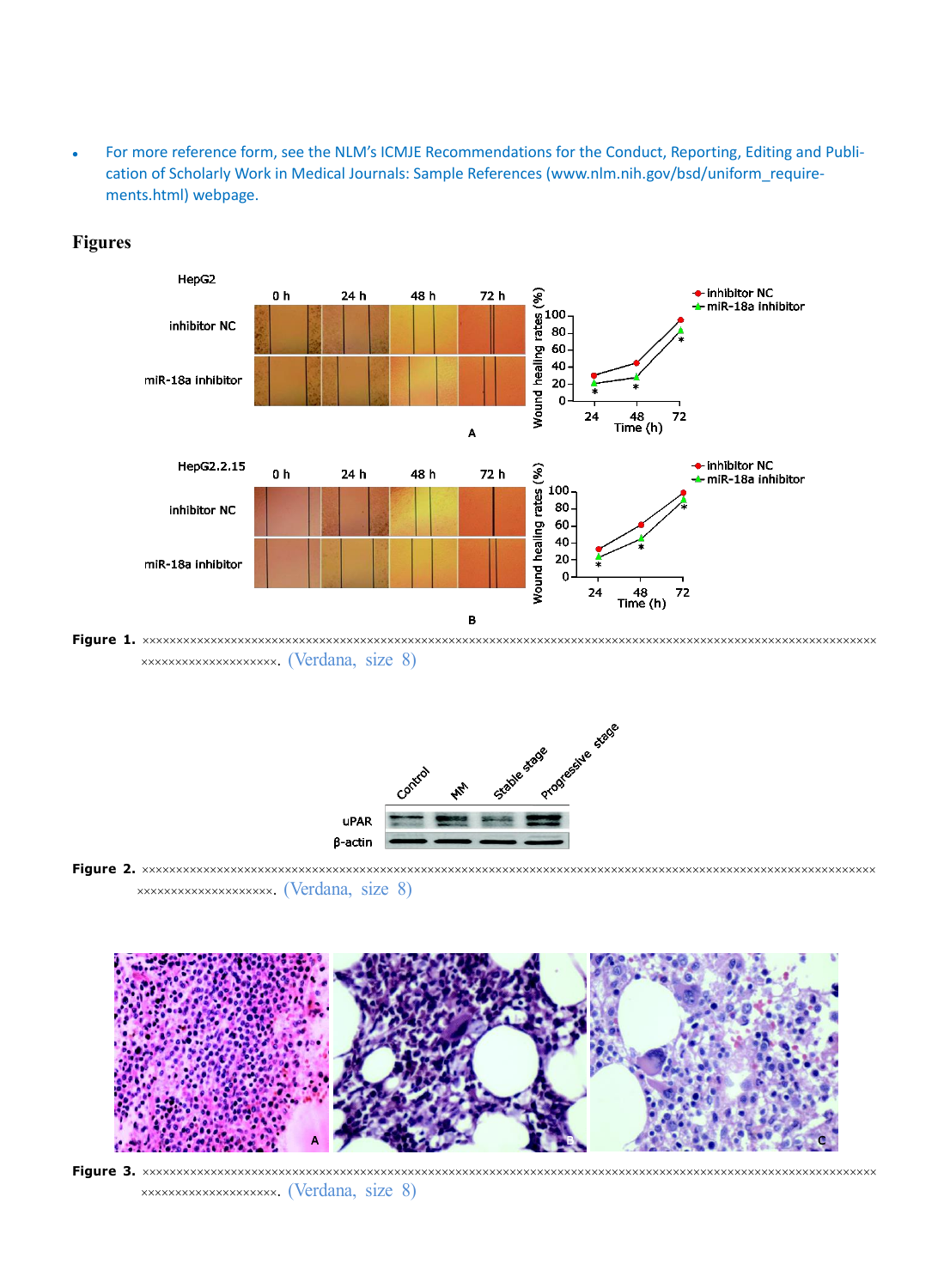- For more reference form, see the NLM's ICMJE Recommendations for the Conduct, Reporting, Editing and Publication of Scholarly Work in Medical Journals: Sample References (www.nlm.nih.gov/bsd/uniform_requirements.html) webpage.

## Figures

**Figure 1.** ××××××××××××××××××××××××××××××××××××××××××××××××××××××××××××××××××××××××××××××××××××××××××××××××××××××××××××××××××××××. (Verdana, size 8)

**Figure 2.** ××××××××××××××××××××××××××××××××××××××××××××××××××××××××××××××××××××××××××××××××××××××××××××××××××××××××××××××××××××××. (Verdana, size 8)

**Figure 3.** ××××××××××××××××××××××××××××××××××××××××××××××××××××××××××××××××××××××××××××××××××××××××××××××××××××××××××××××××××××××. (Verdana, size 8)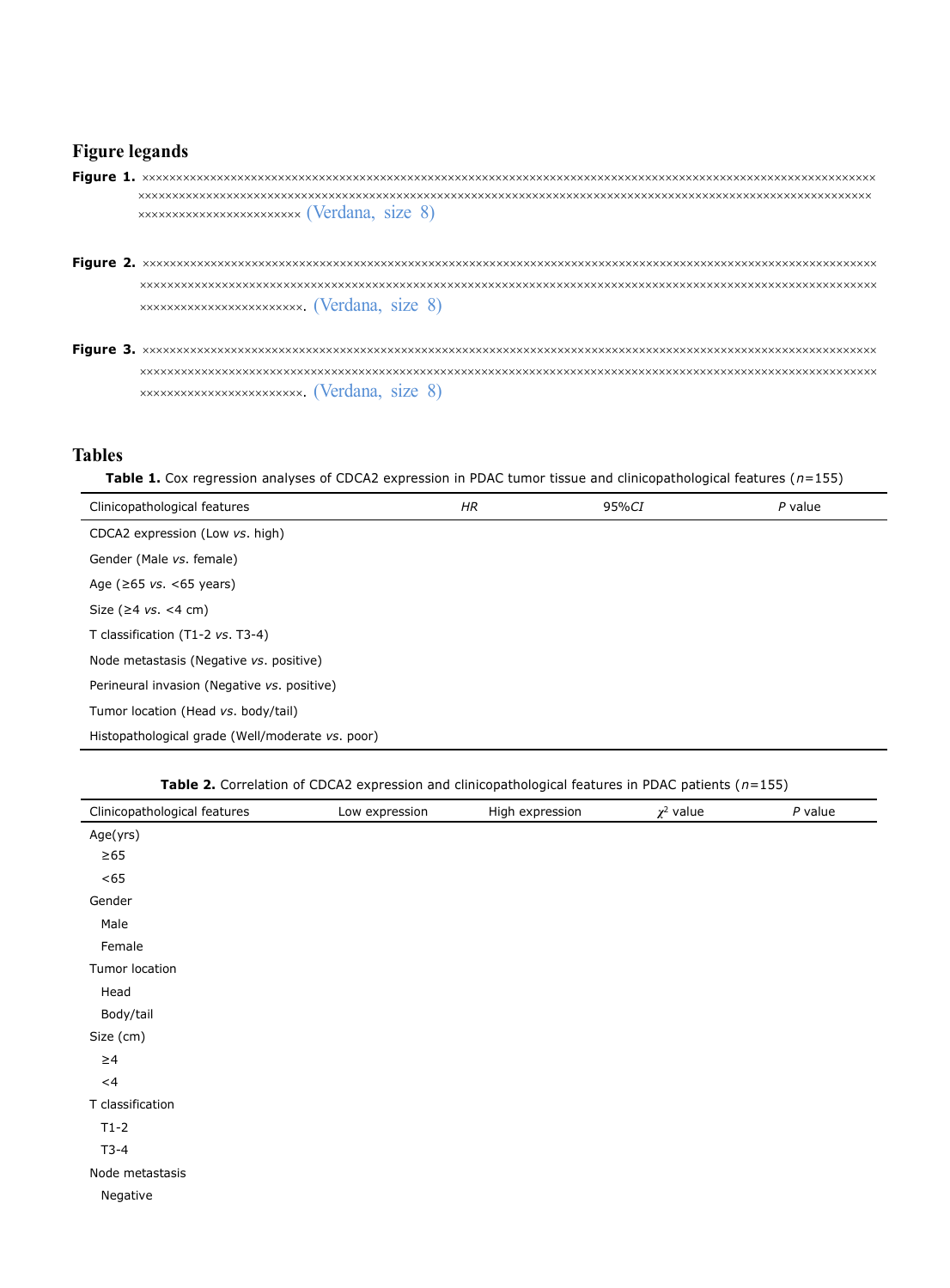## Figure legands

**Figure 1.** ×××××××××××××××××××××××××××××××××××××××××××××××××××××××××××××××××××××××××××××××××××××××××××××××××××××××××××××××××××××××××××××××××××××××××××××××××××××××××××××××××××××××××××××××××××××××××××××××××××××××××××××××××××××××× (Verdana, size 8)

**Figure 2.** ×××××××××××××××××××××××××××××××××××××××××××××××××××××××××××××××××××××××××××××××××××××××××××××××××××××××××××××××××××××××××××××××××××××××××××××××××××××××××××××××××××××××××××××××××××××××××××××××××××××××××××××××××××××××××. (Verdana, size 8)

**Figure 3.** ×××××××××××××××××××××××××××××××××××××××××××××××××××××××××××××××××××××××××××××××××××××××××××××××××××××××××××××××××××××××××××××××××××××××××××××××××××××××××××××××××××××××××××××××××××××××××××××××××××××××××××××××××××××××××××. (Verdana, size 8)

## Tables

**Table 1.** Cox regression analyses of CDCA2 expression in PDAC tumor tissue and clinicopathological features ($n$=155)

| Clinicopathological features | *HR* | 95%*CI* | *P* value |
|---|---|---|---|
| CDCA2 expression (Low *vs*. high) | | | |
| Gender (Male *vs*. female) | | | |
| Age (≥65 *vs*. <65 years) | | | |
| Size (≥4 *vs*. <4 cm) | | | |
| T classification (T1-2 *vs*. T3-4) | | | |
| Node metastasis (Negative *vs*. positive) | | | |
| Perineural invasion (Negative *vs*. positive) | | | |
| Tumor location (Head *vs*. body/tail) | | | |
| Histopathological grade (Well/moderate *vs*. poor) | | | |

**Table 2.** Correlation of CDCA2 expression and clinicopathological features in PDAC patients ($n$=155)

| Clinicopathological features | Low expression | High expression | $\chi^2$ value | *P* value |
|---|---|---|---|---|
| Age(yrs) | | | | |
| ≥65 | | | | |
| <65 | | | | |
| Gender | | | | |
| Male | | | | |
| Female | | | | |
| Tumor location | | | | |
| Head | | | | |
| Body/tail | | | | |
| Size (cm) | | | | |
| ≥4 | | | | |
| <4 | | | | |
| T classification | | | | |
| T1-2 | | | | |
| T3-4 | | | | |
| Node metastasis | | | | |
| Negative | | | | |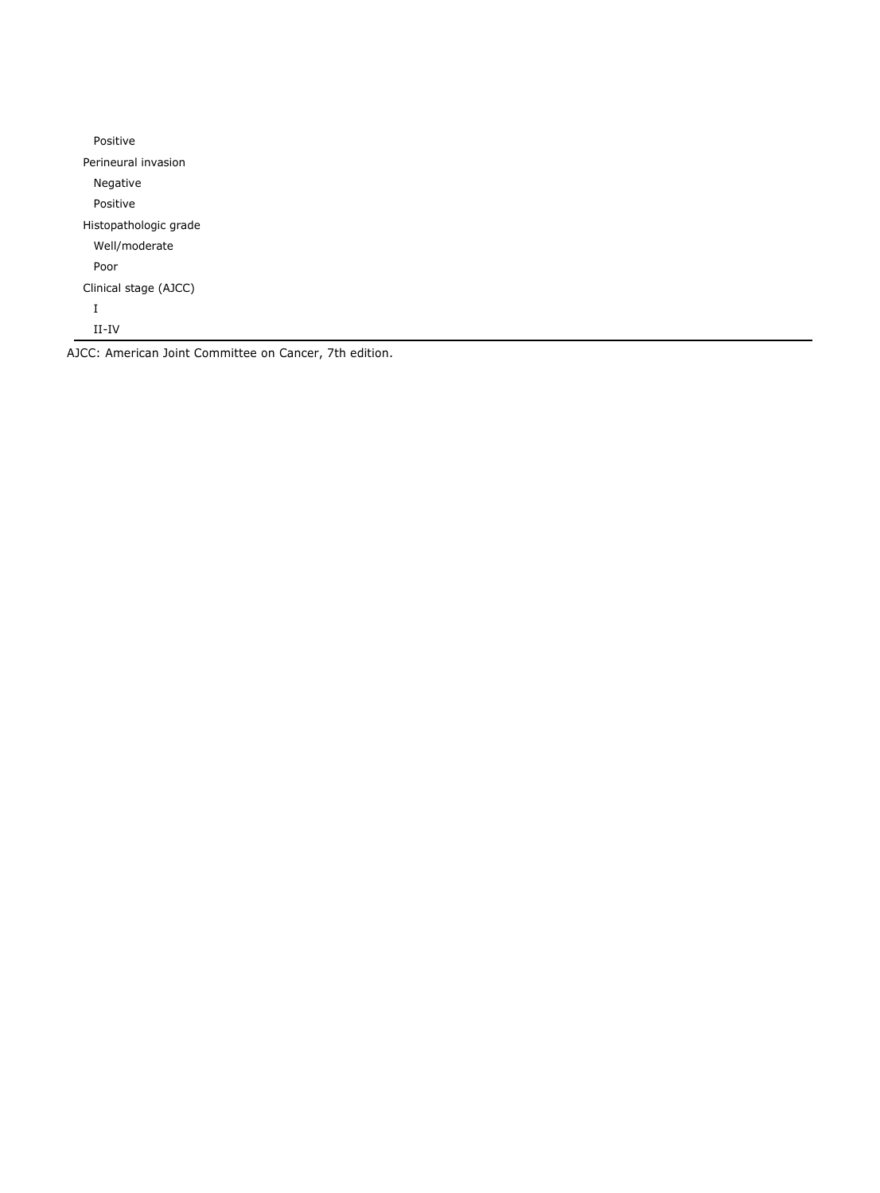| |
|---|
| Positive |
| Perineural invasion |
| Negative |
| Positive |
| Histopathologic grade |
| Well/moderate |
| Poor |
| Clinical stage (AJCC) |
| I |
| II-IV |

AJCC: American Joint Committee on Cancer, 7th edition.